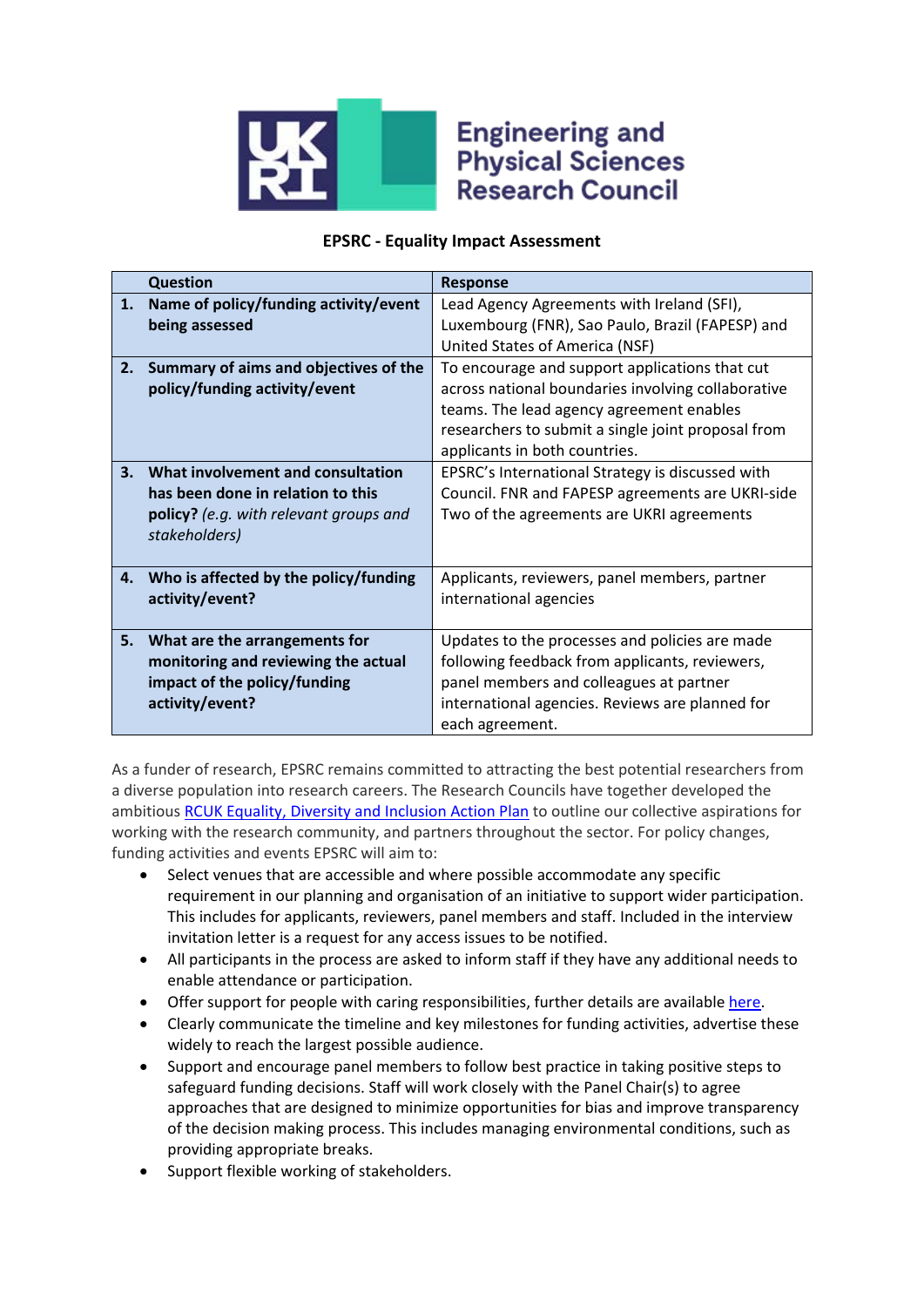Engineering and Physical Sciences Research Council

**EPSRC - Equality Impact Assessment**

| | Question | Response |
|---|---|---|
| 1. | **Name of policy/funding activity/event being assessed** | Lead Agency Agreements with Ireland (SFI), Luxembourg (FNR), Sao Paulo, Brazil (FAPESP) and United States of America (NSF) |
| 2. | **Summary of aims and objectives of the policy/funding activity/event** | To encourage and support applications that cut across national boundaries involving collaborative teams. The lead agency agreement enables researchers to submit a single joint proposal from applicants in both countries. |
| 3. | **What involvement and consultation has been done in relation to this policy?** *(e.g. with relevant groups and stakeholders)* | EPSRC's International Strategy is discussed with Council. FNR and FAPESP agreements are UKRI-side Two of the agreements are UKRI agreements |
| 4. | **Who is affected by the policy/funding activity/event?** | Applicants, reviewers, panel members, partner international agencies |
| 5. | **What are the arrangements for monitoring and reviewing the actual impact of the policy/funding activity/event?** | Updates to the processes and policies are made following feedback from applicants, reviewers, panel members and colleagues at partner international agencies. Reviews are planned for each agreement. |

As a funder of research, EPSRC remains committed to attracting the best potential researchers from a diverse population into research careers. The Research Councils have together developed the ambitious RCUK Equality, Diversity and Inclusion Action Plan to outline our collective aspirations for working with the research community, and partners throughout the sector. For policy changes, funding activities and events EPSRC will aim to:

- Select venues that are accessible and where possible accommodate any specific requirement in our planning and organisation of an initiative to support wider participation. This includes for applicants, reviewers, panel members and staff. Included in the interview invitation letter is a request for any access issues to be notified.
- All participants in the process are asked to inform staff if they have any additional needs to enable attendance or participation.
- Offer support for people with caring responsibilities, further details are available here.
- Clearly communicate the timeline and key milestones for funding activities, advertise these widely to reach the largest possible audience.
- Support and encourage panel members to follow best practice in taking positive steps to safeguard funding decisions. Staff will work closely with the Panel Chair(s) to agree approaches that are designed to minimize opportunities for bias and improve transparency of the decision making process. This includes managing environmental conditions, such as providing appropriate breaks.
- Support flexible working of stakeholders.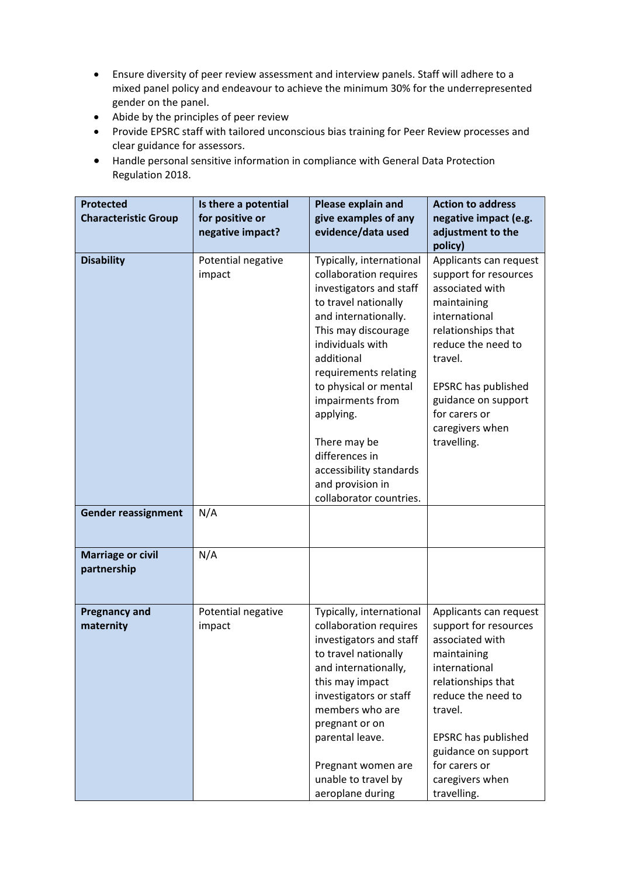- Ensure diversity of peer review assessment and interview panels. Staff will adhere to a mixed panel policy and endeavour to achieve the minimum 30% for the underrepresented gender on the panel.
- Abide by the principles of peer review
- Provide EPSRC staff with tailored unconscious bias training for Peer Review processes and clear guidance for assessors.
- Handle personal sensitive information in compliance with General Data Protection Regulation 2018.

| Protected Characteristic Group | Is there a potential for positive or negative impact? | Please explain and give examples of any evidence/data used | Action to address negative impact (e.g. adjustment to the policy) |
|---|---|---|---|
| **Disability** | Potential negative impact | Typically, international collaboration requires investigators and staff to travel nationally and internationally. This may discourage individuals with additional requirements relating to physical or mental impairments from applying.<br><br>There may be differences in accessibility standards and provision in collaborator countries. | Applicants can request support for resources associated with maintaining international relationships that reduce the need to travel.<br><br>EPSRC has published guidance on support for carers or caregivers when travelling. |
| **Gender reassignment** | N/A | | |
| **Marriage or civil partnership** | N/A | | |
| **Pregnancy and maternity** | Potential negative impact | Typically, international collaboration requires investigators and staff to travel nationally and internationally, this may impact investigators or staff members who are pregnant or on parental leave.<br><br>Pregnant women are unable to travel by aeroplane during | Applicants can request support for resources associated with maintaining international relationships that reduce the need to travel.<br><br>EPSRC has published guidance on support for carers or caregivers when travelling. |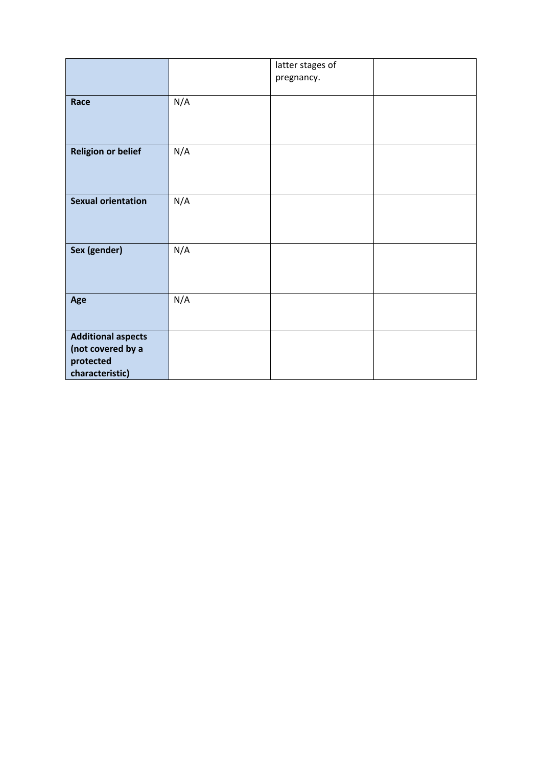| | | | |
|---|---|---|---|
| | | latter stages of pregnancy. | |
| **Race** | N/A | | |
| **Religion or belief** | N/A | | |
| **Sexual orientation** | N/A | | |
| **Sex (gender)** | N/A | | |
| **Age** | N/A | | |
| **Additional aspects (not covered by a protected characteristic)** | | | |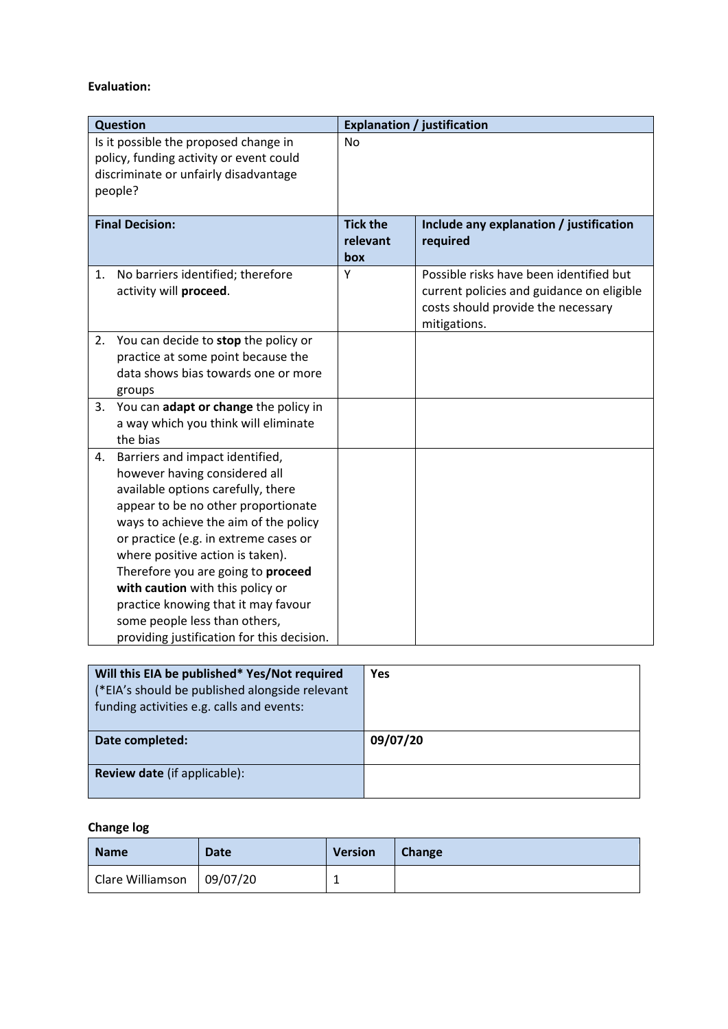**Evaluation:**

| Question | Explanation / justification | |
|---|---|---|
| Is it possible the proposed change in policy, funding activity or event could discriminate or unfairly disadvantage people? | No | |
| **Final Decision:** | **Tick the relevant box** | **Include any explanation / justification required** |
| 1. No barriers identified; therefore activity will **proceed**. | Y | Possible risks have been identified but current policies and guidance on eligible costs should provide the necessary mitigations. |
| 2. You can decide to **stop** the policy or practice at some point because the data shows bias towards one or more groups | | |
| 3. You can **adapt or change** the policy in a way which you think will eliminate the bias | | |
| 4. Barriers and impact identified, however having considered all available options carefully, there appear to be no other proportionate ways to achieve the aim of the policy or practice (e.g. in extreme cases or where positive action is taken). Therefore you are going to **proceed with caution** with this policy or practice knowing that it may favour some people less than others, providing justification for this decision. | | |

| | |
|---|---|
| **Will this EIA be published\* Yes/Not required** (*EIA's should be published alongside relevant funding activities e.g. calls and events: | **Yes** |
| **Date completed:** | **09/07/20** |
| **Review date** (if applicable): | |

**Change log**

| Name | Date | Version | Change |
|---|---|---|---|
| Clare Williamson | 09/07/20 | 1 | |